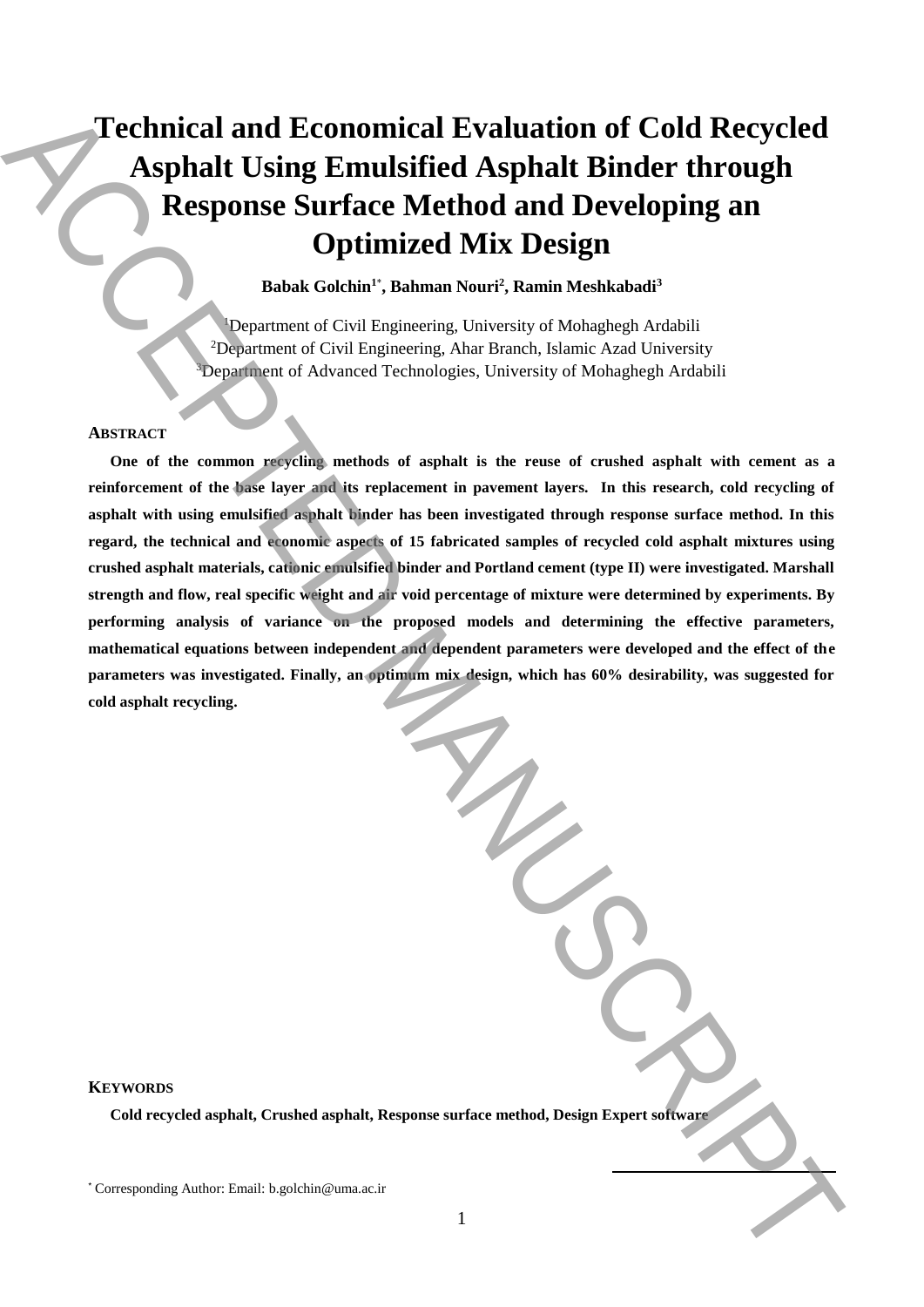# Technical and Economical Evaluation of Cold Recycled Asphalt Using Emulsified Asphalt Binder through Response Surface Method and Developing an Optimized Mix Design

**Babak Golchin[1*], Bahman Nouri[2], Ramin Meshkabadi[3]**

[1]Department of Civil Engineering, University of Mohaghegh Ardabili
[2]Department of Civil Engineering, Ahar Branch, Islamic Azad University
[3]Department of Advanced Technologies, University of Mohaghegh Ardabili

## ABSTRACT

**One of the common recycling methods of asphalt is the reuse of crushed asphalt with cement as a reinforcement of the base layer and its replacement in pavement layers. In this research, cold recycling of asphalt with using emulsified asphalt binder has been investigated through response surface method. In this regard, the technical and economic aspects of 15 fabricated samples of recycled cold asphalt mixtures using crushed asphalt materials, cationic emulsified binder and Portland cement (type II) were investigated. Marshall strength and flow, real specific weight and air void percentage of mixture were determined by experiments. By performing analysis of variance on the proposed models and determining the effective parameters, mathematical equations between independent and dependent parameters were developed and the effect of the parameters was investigated. Finally, an optimum mix design, which has 60% desirability, was suggested for cold asphalt recycling.**

## KEYWORDS

**Cold recycled asphalt, Crushed asphalt, Response surface method, Design Expert software**

[*] Corresponding Author: Email: b.golchin@uma.ac.ir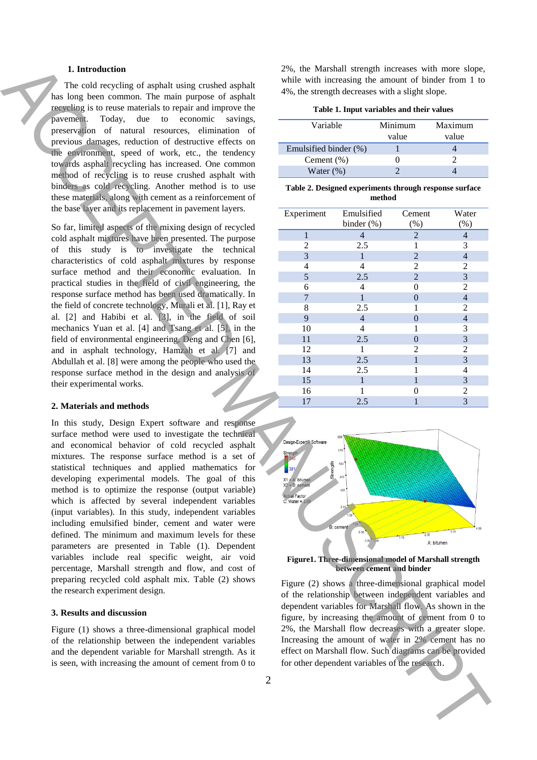## 1. Introduction

The cold recycling of asphalt using crushed asphalt has long been common. The main purpose of asphalt recycling is to reuse materials to repair and improve the pavement. Today, due to economic savings, preservation of natural resources, elimination of previous damages, reduction of destructive effects on the environment, speed of work, etc., the tendency towards asphalt recycling has increased. One common method of recycling is to reuse crushed asphalt with binders as cold recycling. Another method is to use these materials, along with cement as a reinforcement of the base layer and its replacement in pavement layers.

So far, limited aspects of the mixing design of recycled cold asphalt mixtures have been presented. The purpose of this study is to investigate the technical characteristics of cold asphalt mixtures by response surface method and their economic evaluation. In practical studies in the field of civil engineering, the response surface method has been used dramatically. In the field of concrete technology, Murali et al. [1], Ray et al. [2] and Habibi et al. [3], in the field of soil mechanics Yuan et al. [4] and Tsang et al. [5], in the field of environmental engineering, Deng and Chen [6], and in asphalt technology, Hamzah et al. [7] and Abdullah et al. [8] were among the people who used the response surface method in the design and analysis of their experimental works.

## 2. Materials and methods

In this study, Design Expert software and response surface method were used to investigate the technical and economical behavior of cold recycled asphalt mixtures. The response surface method is a set of statistical techniques and applied mathematics for developing experimental models. The goal of this method is to optimize the response (output variable) which is affected by several independent variables (input variables). In this study, independent variables including emulsified binder, cement and water were defined. The minimum and maximum levels for these parameters are presented in Table (1). Dependent variables include real specific weight, air void percentage, Marshall strength and flow, and cost of preparing recycled cold asphalt mix. Table (2) shows the research experiment design.

## 3. Results and discussion

Figure (1) shows a three-dimensional graphical model of the relationship between the independent variables and the dependent variable for Marshall strength. As it is seen, with increasing the amount of cement from 0 to 2%, the Marshall strength increases with more slope, while with increasing the amount of binder from 1 to 4%, the strength decreases with a slight slope.

**Table 1. Input variables and their values**

| Variable | Minimum value | Maximum value |
|---|---|---|
| Emulsified binder (%) | 1 | 4 |
| Cement (%) | 0 | 2 |
| Water (%) | 2 | 4 |

**Table 2. Designed experiments through response surface method**

| Experiment | Emulsified binder (%) | Cement (%) | Water (%) |
|---|---|---|---|
| 1 | 4 | 2 | 4 |
| 2 | 2.5 | 1 | 3 |
| 3 | 1 | 2 | 4 |
| 4 | 4 | 2 | 2 |
| 5 | 2.5 | 2 | 3 |
| 6 | 4 | 0 | 2 |
| 7 | 1 | 0 | 4 |
| 8 | 2.5 | 1 | 2 |
| 9 | 4 | 0 | 4 |
| 10 | 4 | 1 | 3 |
| 11 | 2.5 | 0 | 3 |
| 12 | 1 | 2 | 2 |
| 13 | 2.5 | 1 | 3 |
| 14 | 2.5 | 1 | 4 |
| 15 | 1 | 1 | 3 |
| 16 | 1 | 0 | 2 |
| 17 | 2.5 | 1 | 3 |

**Figure1. Three-dimensional model of Marshall strength between cement and binder**

Figure (2) shows a three-dimensional graphical model of the relationship between independent variables and dependent variables for Marshall flow. As shown in the figure, by increasing the amount of cement from 0 to 2%, the Marshall flow decreases with a greater slope. Increasing the amount of water in 2% cement has no effect on Marshall flow. Such diagrams can be provided for other dependent variables of the research.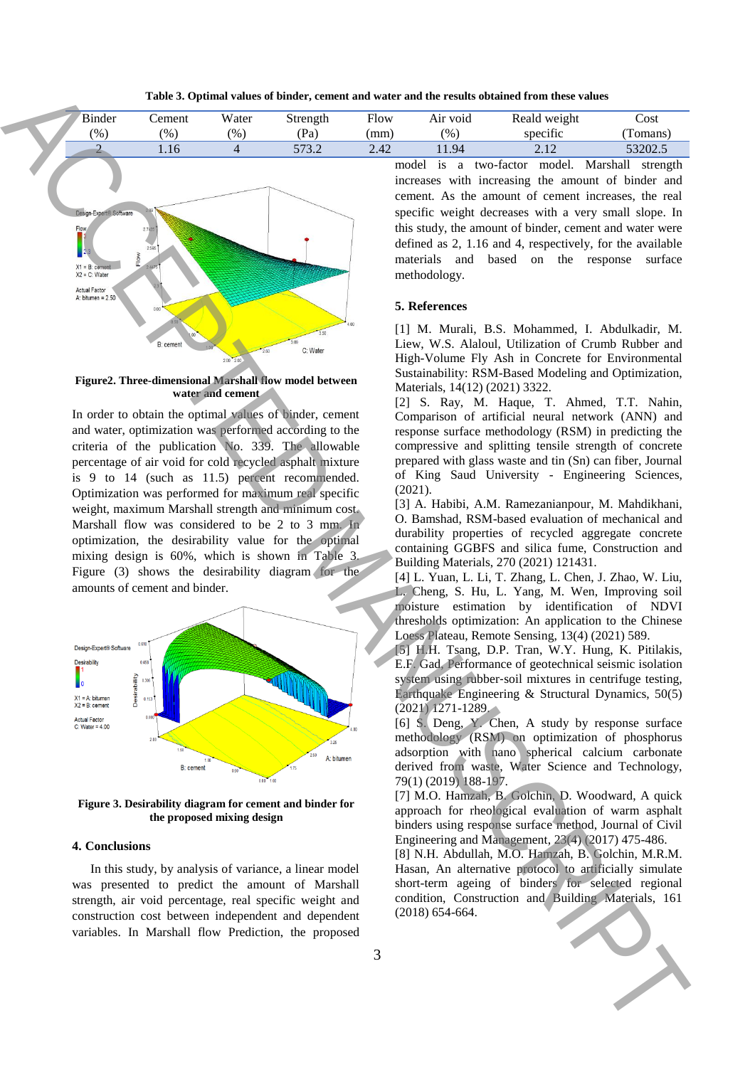**Table 3. Optimal values of binder, cement and water and the results obtained from these values**

| Binder (%) | Cement (%) | Water (%) | Strength (Pa) | Flow (mm) | Air void (%) | Reald weight specific | Cost (Tomans) |
|---|---|---|---|---|---|---|---|
| 2 | 1.16 | 4 | 573.2 | 2.42 | 11.94 | 2.12 | 53202.5 |

Design-Expert® Software

Flow

X1 = B: cement
X2 = C: Water

Actual Factor
A: bitumen = 2.50

B: cement

C: Water

Flow

**Figure2. Three-dimensional Marshall flow model between water and cement**

In order to obtain the optimal values of binder, cement and water, optimization was performed according to the criteria of the publication No. 339. The allowable percentage of air void for cold recycled asphalt mixture is 9 to 14 (such as 11.5) percent recommended. Optimization was performed for maximum real specific weight, maximum Marshall strength and minimum cost. Marshall flow was considered to be 2 to 3 mm. In optimization, the desirability value for the optimal mixing design is 60%, which is shown in Table 3. Figure (3) shows the desirability diagram for the amounts of cement and binder.

Design-Expert® Software

Desirability

X1 = A: bitumen
X2 = B: cement

Actual Factor
C: Water = 4.00

Desirability

B: cement

A: bitumen

**Figure 3. Desirability diagram for cement and binder for the proposed mixing design**

## 4. Conclusions

In this study, by analysis of variance, a linear model was presented to predict the amount of Marshall strength, air void percentage, real specific weight and construction cost between independent and dependent variables. In Marshall flow Prediction, the proposed model is a two-factor model. Marshall strength increases with increasing the amount of binder and cement. As the amount of cement increases, the real specific weight decreases with a very small slope. In this study, the amount of binder, cement and water were defined as 2, 1.16 and 4, respectively, for the available materials and based on the response surface methodology.

## 5. References

[1] M. Murali, B.S. Mohammed, I. Abdulkadir, M. Liew, W.S. Alaloul, Utilization of Crumb Rubber and High-Volume Fly Ash in Concrete for Environmental Sustainability: RSM-Based Modeling and Optimization, Materials, 14(12) (2021) 3322.

[2] S. Ray, M. Haque, T. Ahmed, T.T. Nahin, Comparison of artificial neural network (ANN) and response surface methodology (RSM) in predicting the compressive and splitting tensile strength of concrete prepared with glass waste and tin (Sn) can fiber, Journal of King Saud University - Engineering Sciences, (2021).

[3] A. Habibi, A.M. Ramezanianpour, M. Mahdikhani, O. Bamshad, RSM-based evaluation of mechanical and durability properties of recycled aggregate concrete containing GGBFS and silica fume, Construction and Building Materials, 270 (2021) 121431.

[4] L. Yuan, L. Li, T. Zhang, L. Chen, J. Zhao, W. Liu, L. Cheng, S. Hu, L. Yang, M. Wen, Improving soil moisture estimation by identification of NDVI thresholds optimization: An application to the Chinese Loess Plateau, Remote Sensing, 13(4) (2021) 589.

[5] H.H. Tsang, D.P. Tran, W.Y. Hung, K. Pitilakis, E.F. Gad, Performance of geotechnical seismic isolation system using rubber-soil mixtures in centrifuge testing, Earthquake Engineering & Structural Dynamics, 50(5) (2021) 1271-1289.

[6] S. Deng, Y. Chen, A study by response surface methodology (RSM) on optimization of phosphorus adsorption with nano spherical calcium carbonate derived from waste, Water Science and Technology, 79(1) (2019) 188-197.

[7] M.O. Hamzah, B. Golchin, D. Woodward, A quick approach for rheological evaluation of warm asphalt binders using response surface method, Journal of Civil Engineering and Management, 23(4) (2017) 475-486.

[8] N.H. Abdullah, M.O. Hamzah, B. Golchin, M.R.M. Hasan, An alternative protocol to artificially simulate short-term ageing of binders for selected regional condition, Construction and Building Materials, 161 (2018) 654-664.